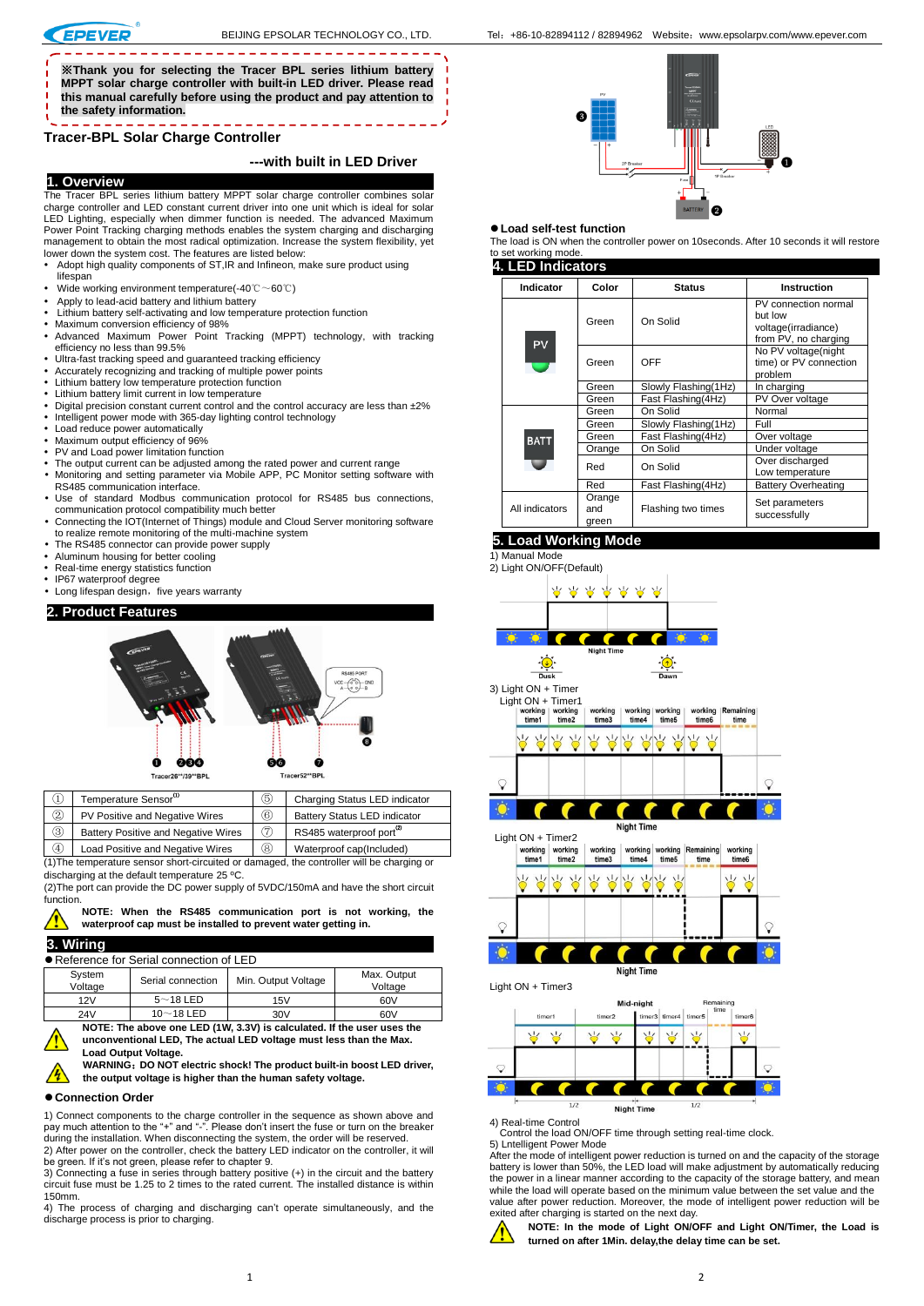**※Thank you for selecting the Tracer BPL series lithium battery MPPT solar charge controller with built-in LED driver. Please read this manual carefully before using the product and pay attention to the safety information.**

# Tracer-BPL Solar Charge Controller

**---with built in LED Driver**

## 1. Overview

The Tracer BPL series lithium battery MPPT solar charge controller combines solar charge controller and LED constant current driver into one unit which is ideal for solar LED Lighting, especially when dimmer function is needed. The advanced Maximum Power Point Tracking charging methods enables the system charging and discharging management to obtain the most radical optimization. Increase the system flexibility, yet lower down the system cost. The features are listed below:

- Adopt high quality components of ST,IR and Infineon, make sure product using lifespan
- Wide working environment temperature(-40℃～60℃)
- Apply to lead-acid battery and lithium battery
- Lithium battery self-activating and low temperature protection function
- Maximum conversion efficiency of 98%
- Advanced Maximum Power Point Tracking (MPPT) technology, with tracking efficiency no less than 99.5%
- Ultra-fast tracking speed and guaranteed tracking efficiency
- Accurately recognizing and tracking of multiple power points
- Lithium battery low temperature protection function
- Lithium battery limit current in low temperature
- Digital precision constant current control and the control accuracy are less than ±2%
- Intelligent power mode with 365-day lighting control technology
- Load reduce power automatically
- Maximum output efficiency of 96%
- PV and Load power limitation function
- The output current can be adjusted among the rated power and current range
- Monitoring and setting parameter via Mobile APP, PC Monitor setting software with RS485 communication interface.
- Use of standard Modbus communication protocol for RS485 bus connections, communication protocol compatibility much better
- Connecting the IOT(Internet of Things) module and Cloud Server monitoring software to realize remote monitoring of the multi-machine system
- The RS485 connector can provide power supply
- Aluminum housing for better cooling
- Real-time energy statistics function
- IP67 waterproof degree
- Long lifespan design，five years warranty

## 2. Product Features

Tracer26**/39**BPL　　Tracer52**BPL

| | | | |
|---|---|---|---|
| ① | Temperature Sensor(1) | ⑤ | Charging Status LED indicator |
| ② | PV Positive and Negative Wires | ⑥ | Battery Status LED indicator |
| ③ | Battery Positive and Negative Wires | ⑦ | RS485 waterproof port(2) |
| ④ | Load Positive and Negative Wires | ⑧ | Waterproof cap(Included) |

(1)The temperature sensor short-circuited or damaged, the controller will be charging or discharging at the default temperature 25 ºC.

(2)The port can provide the DC power supply of 5VDC/150mA and have the short circuit function.

**NOTE: When the RS485 communication port is not working, the waterproof cap must be installed to prevent water getting in.**

## 3. Wiring

● Reference for Serial connection of LED

| System Voltage | Serial connection | Min. Output Voltage | Max. Output Voltage |
|---|---|---|---|
| 12V | 5～18 LED | 15V | 60V |
| 24V | 10～18 LED | 30V | 60V |

**NOTE: The above one LED (1W, 3.3V) is calculated. If the user uses the unconventional LED, The actual LED voltage must less than the Max. Load Output Voltage.**

**WARNING：DO NOT electric shock! The product built-in boost LED driver, the output voltage is higher than the human safety voltage.**

● **Connection Order**

1) Connect components to the charge controller in the sequence as shown above and pay much attention to the "+" and "-". Please don't insert the fuse or turn on the breaker during the installation. When disconnecting the system, the order will be reserved.

2) After power on the controller, check the battery LED indicator on the controller, it will be green. If it's not green, please refer to chapter 9.

3) Connecting a fuse in series through battery positive (+) in the circuit and the battery circuit fuse must be 1.25 to 2 times to the rated current. The installed distance is within 150mm.

4) The process of charging and discharging can't operate simultaneously, and the discharge process is prior to charging.

● **Load self-test function**

The load is ON when the controller power on 10seconds. After 10 seconds it will restore to set working mode.

## 4. LED Indicators

| Indicator | Color | Status | Instruction |
|---|---|---|---|
| PV | Green | On Solid | PV connection normal but low voltage(irradiance) from PV, no charging |
| | Green | OFF | No PV voltage(night time) or PV connection problem |
| | Green | Slowly Flashing(1Hz) | In charging |
| | Green | Fast Flashing(4Hz) | PV Over voltage |
| BATT | Green | On Solid | Normal |
| | Green | Slowly Flashing(1Hz) | Full |
| | Green | Fast Flashing(4Hz) | Over voltage |
| | Orange | On Solid | Under voltage |
| | Red | On Solid | Over discharged Low temperature |
| | Red | Fast Flashing(4Hz) | Battery Overheating |
| All indicators | Orange and green | Flashing two times | Set parameters successfully |

## 5. Load Working Mode

1) Manual Mode

2) Light ON/OFF(Default)

3) Light ON + Timer

Light ON + Timer1

Light ON + Timer2

Light ON + Timer3

4) Real-time Control

Control the load ON/OFF time through setting real-time clock.

5) Lntelligent Power Mode

After the mode of intelligent power reduction is turned on and the capacity of the storage battery is lower than 50%, the LED load will make adjustment by automatically reducing the power in a linear manner according to the capacity of the storage battery, and mean while the load will operate based on the minimum value between the set value and the value after power reduction. Moreover, the mode of intelligent power reduction will be exited after charging is started on the next day.

**NOTE: In the mode of Light ON/OFF and Light ON/Timer, the Load is turned on after 1Min. delay,the delay time can be set.**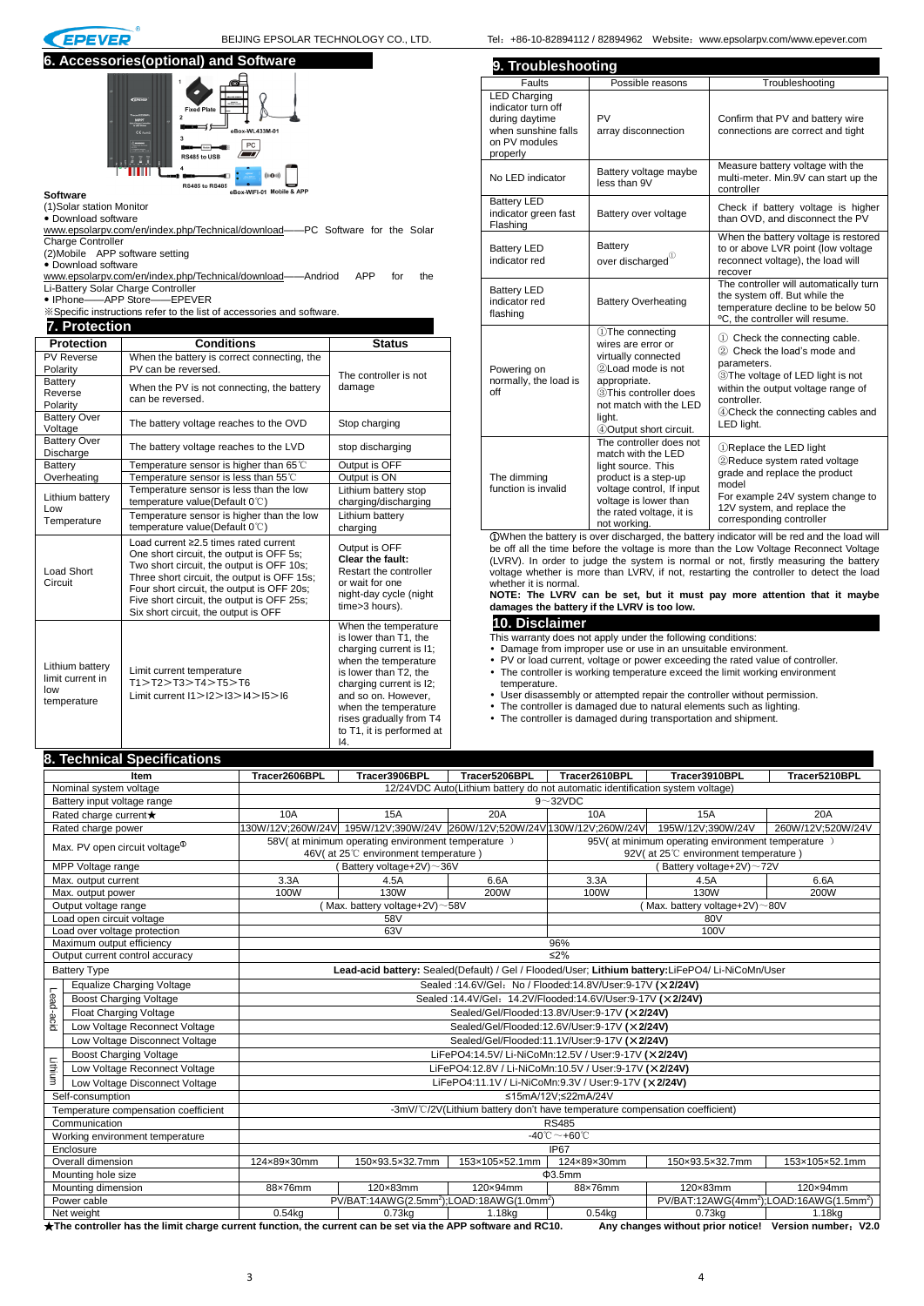## 6. Accessories(optional) and Software

1 Fixed Plate
2 eBox-WL433M-01
3 RS485 to USB
4 RS485 to RS485 eBox-WIFI-01 Mobile & APP

**Software**

(1)Solar station Monitor

- Download software

www.epsolarpv.com/en/index.php/Technical/download——PC Software for the Solar Charge Controller

(2)Mobile APP software setting

- Download software

www.epsolarpv.com/en/index.php/Technical/download——Andriod APP for the Li-Battery Solar Charge Controller

- IPhone——APP Store——EPEVER

※Specific instructions refer to the list of accessories and software.

## 7. Protection

| Protection | Conditions | Status |
|---|---|---|
| PV Reverse Polarity | When the battery is correct connecting, the PV can be reversed. | The controller is not damage |
| Battery Reverse Polarity | When the PV is not connecting, the battery can be reversed. | |
| Battery Over Voltage | The battery voltage reaches to the OVD | Stop charging |
| Battery Over Discharge | The battery voltage reaches to the LVD | stop discharging |
| Battery Overheating | Temperature sensor is higher than 65℃ | Output is OFF |
| | Temperature sensor is less than 55℃ | Output is ON |
| Lithium battery Low Temperature | Temperature sensor is less than the low temperature value(Default 0℃) | Lithium battery stop charging/discharging |
| | Temperature sensor is higher than the low temperature value(Default 0℃) | Lithium battery charging |
| Load Short Circuit | Load current ≥2.5 times rated current One short circuit, the output is OFF 5s; Two short circuit, the output is OFF 10s; Three short circuit, the output is OFF 15s; Four short circuit, the output is OFF 20s; Five short circuit, the output is OFF 25s; Six short circuit, the output is OFF | Output is OFF **Clear the fault:** Restart the controller or wait for one night-day cycle (night time>3 hours). |
| Lithium battery limit current in low temperature | Limit current temperature T1＞T2＞T3＞T4＞T5＞T6 Limit current I1＞I2＞I3＞I4＞I5＞I6 | When the temperature is lower than T1, the charging current is I1; when the temperature is lower than T2, the charging current is I2; and so on. However, when the temperature rises gradually from T4 to T1, it is performed at I4. |

## 8. Technical Specifications

| Item | | Tracer2606BPL | Tracer3906BPL | Tracer5206BPL | Tracer2610BPL | Tracer3910BPL | Tracer5210BPL |
|---|---|---|---|---|---|---|---|
| Nominal system voltage | | 12/24VDC Auto(Lithium battery do not automatic identification system voltage) | | | | | |
| Battery input voltage range | | 9～32VDC | | | | | |
| Rated charge current★ | | 10A | 15A | 20A | 10A | 15A | 20A |
| Rated charge power | | 130W/12V;260W/24V | 195W/12V;390W/24V | 260W/12V;520W/24V | 130W/12V;260W/24V | 195W/12V;390W/24V | 260W/12V;520W/24V |
| Max. PV open circuit voltage[①] | | 58V( at minimum operating environment temperature ) 46V( at 25℃ environment temperature ) | | | 95V( at minimum operating environment temperature ) 92V( at 25℃ environment temperature ) | | |
| MPP Voltage range | | (Battery voltage+2V)～36V | | | (Battery voltage+2V)～72V | | |
| Max. output current | | 3.3A | 4.5A | 6.6A | 3.3A | 4.5A | 6.6A |
| Max. output power | | 100W | 130W | 200W | 100W | 130W | 200W |
| Output voltage range | | (Max. battery voltage+2V)～58V | | | (Max. battery voltage+2V)～80V | | |
| Load open circuit voltage | | 58V | | | 80V | | |
| Load over voltage protection | | 63V | | | 100V | | |
| Maximum output efficiency | | 96% | | | | | |
| Output current control accuracy | | ≤2% | | | | | |
| Battery Type | | **Lead-acid battery:** Sealed(Default) / Gel / Flooded/User; **Lithium battery:**LiFePO4/ Li-NiCoMn/User | | | | | |
| Lead-acid | Equalize Charging Voltage | Sealed :14.6V/Gel：No / Flooded:14.8V/User:9-17V **(×2/24V)** | | | | | |
| | Boost Charging Voltage | Sealed :14.4V/Gel：14.2V/Flooded:14.6V/User:9-17V **(×2/24V)** | | | | | |
| | Float Charging Voltage | Sealed/Gel/Flooded:13.8V/User:9-17V **(×2/24V)** | | | | | |
| | Low Voltage Reconnect Voltage | Sealed/Gel/Flooded:12.6V/User:9-17V **(×2/24V)** | | | | | |
| | Low Voltage Disconnect Voltage | Sealed/Gel/Flooded:11.1V/User:9-17V **(×2/24V)** | | | | | |
| Lithium | Boost Charging Voltage | LiFePO4:14.5V/ Li-NiCoMn:12.5V / User:9-17V **(×2/24V)** | | | | | |
| | Low Voltage Reconnect Voltage | LiFePO4:12.8V / Li-NiCoMn:10.5V / User:9-17V **(×2/24V)** | | | | | |
| | Low Voltage Disconnect Voltage | LiFePO4:11.1V / Li-NiCoMn:9.3V / User:9-17V **(×2/24V)** | | | | | |
| Self-consumption | | ≤15mA/12V;≤22mA/24V | | | | | |
| Temperature compensation coefficient | | -3mV/℃/2V(Lithium battery don't have temperature compensation coefficient) | | | | | |
| Communication | | RS485 | | | | | |
| Working environment temperature | | -40℃～+60℃ | | | | | |
| Enclosure | | IP67 | | | | | |
| Overall dimension | | 124×89×30mm | 150×93.5×32.7mm | 153×105×52.1mm | 124×89×30mm | 150×93.5×32.7mm | 153×105×52.1mm |
| Mounting hole size | | Φ3.5mm | | | | | |
| Mounting dimension | | 88×76mm | 120×83mm | 120×94mm | 88×76mm | 120×83mm | 120×94mm |
| Power cable | | PV/BAT:14AWG(2.5mm²);LOAD:18AWG(1.0mm²) | | | PV/BAT:12AWG(4mm²);LOAD:16AWG(1.5mm²) | | |
| Net weight | | 0.54kg | 0.73kg | 1.18kg | 0.54kg | 0.73kg | 1.18kg |

**★The controller has the limit charge current function, the current can be set via the APP software and RC10.** Any changes without prior notice! Version number：V2.0

## 9. Troubleshooting

| Faults | Possible reasons | Troubleshooting |
|---|---|---|
| LED Charging indicator turn off during daytime when sunshine falls on PV modules properly | PV array disconnection | Confirm that PV and battery wire connections are correct and tight |
| No LED indicator | Battery voltage maybe less than 9V | Measure battery voltage with the multi-meter. Min.9V can start up the controller |
| Battery LED indicator green fast Flashing | Battery over voltage | Check if battery voltage is higher than OVD, and disconnect the PV |
| Battery LED indicator red | Battery over discharged[①] | When the battery voltage is restored to or above LVR point (low voltage reconnect voltage), the load will recover |
| Battery LED indicator red flashing | Battery Overheating | The controller will automatically turn the system off. But while the temperature decline to be below 50 ºC, the controller will resume. |
| Powering on normally, the load is off | ①The connecting wires are error or virtually connected ②Load mode is not appropriate. ③This controller does not match with the LED light. ④Output short circuit. | ① Check the connecting cable. ② Check the load's mode and parameters. ③The voltage of LED light is not within the output voltage range of controller. ④Check the connecting cables and LED light. |
| The dimming function is invalid | The controller does not match with the LED light source. This product is a step-up voltage control, If input voltage is lower than the rated voltage, it is not working. | ①Replace the LED light ②Reduce system rated voltage grade and replace the product model For example 24V system change to 12V system, and replace the corresponding controller |

①When the battery is over discharged, the battery indicator will be red and the load will be off all the time before the voltage is more than the Low Voltage Reconnect Voltage (LVRV). In order to judge the system is normal or not, firstly measuring the battery voltage whether is more than LVRV, if not, restarting the controller to detect the load whether is normal.

**NOTE: The LVRV can be set, but it must pay more attention that it maybe damages the battery if the LVRV is too low.**

## 10. Disclaimer

This warranty does not apply under the following conditions:

- Damage from improper use or use in an unsuitable environment.
- PV or load current, voltage or power exceeding the rated value of controller.
- The controller is working temperature exceed the limit working environment temperature.
- User disassembly or attempted repair the controller without permission.
- The controller is damaged due to natural elements such as lighting.
- The controller is damaged during transportation and shipment.